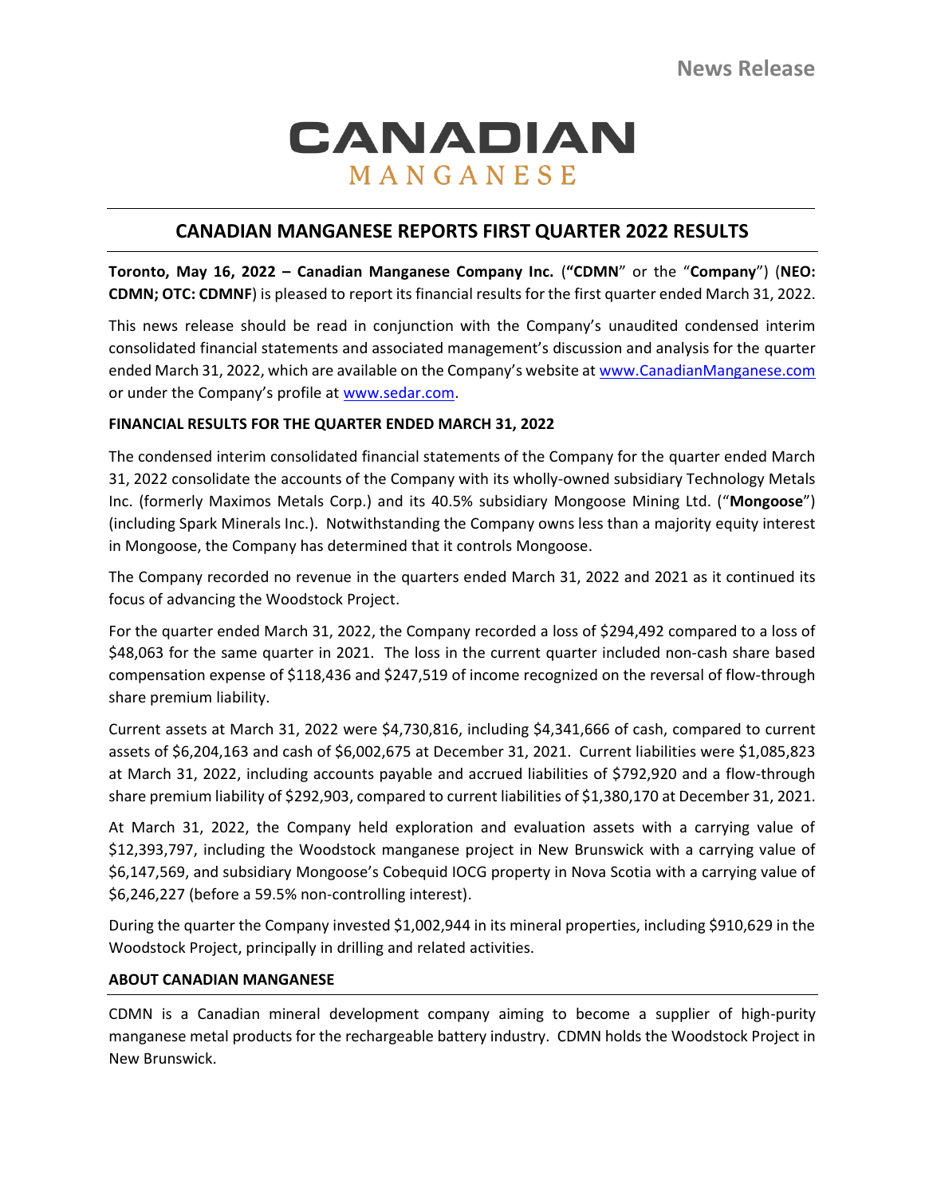News Release

# CANADIAN MANGANESE

## CANADIAN MANGANESE REPORTS FIRST QUARTER 2022 RESULTS

**Toronto, May 16, 2022 – Canadian Manganese Company Inc.** (**"CDMN"** or the "**Company**") (**NEO: CDMN; OTC: CDMNF**) is pleased to report its financial results for the first quarter ended March 31, 2022.

This news release should be read in conjunction with the Company's unaudited condensed interim consolidated financial statements and associated management's discussion and analysis for the quarter ended March 31, 2022, which are available on the Company's website at www.CanadianManganese.com or under the Company's profile at www.sedar.com.

**FINANCIAL RESULTS FOR THE QUARTER ENDED MARCH 31, 2022**

The condensed interim consolidated financial statements of the Company for the quarter ended March 31, 2022 consolidate the accounts of the Company with its wholly-owned subsidiary Technology Metals Inc. (formerly Maximos Metals Corp.) and its 40.5% subsidiary Mongoose Mining Ltd. ("**Mongoose**") (including Spark Minerals Inc.). Notwithstanding the Company owns less than a majority equity interest in Mongoose, the Company has determined that it controls Mongoose.

The Company recorded no revenue in the quarters ended March 31, 2022 and 2021 as it continued its focus of advancing the Woodstock Project.

For the quarter ended March 31, 2022, the Company recorded a loss of $294,492 compared to a loss of $48,063 for the same quarter in 2021. The loss in the current quarter included non-cash share based compensation expense of $118,436 and $247,519 of income recognized on the reversal of flow-through share premium liability.

Current assets at March 31, 2022 were $4,730,816, including $4,341,666 of cash, compared to current assets of $6,204,163 and cash of $6,002,675 at December 31, 2021. Current liabilities were $1,085,823 at March 31, 2022, including accounts payable and accrued liabilities of $792,920 and a flow-through share premium liability of $292,903, compared to current liabilities of $1,380,170 at December 31, 2021.

At March 31, 2022, the Company held exploration and evaluation assets with a carrying value of $12,393,797, including the Woodstock manganese project in New Brunswick with a carrying value of $6,147,569, and subsidiary Mongoose's Cobequid IOCG property in Nova Scotia with a carrying value of $6,246,227 (before a 59.5% non-controlling interest).

During the quarter the Company invested $1,002,944 in its mineral properties, including $910,629 in the Woodstock Project, principally in drilling and related activities.

**ABOUT CANADIAN MANGANESE**

CDMN is a Canadian mineral development company aiming to become a supplier of high-purity manganese metal products for the rechargeable battery industry. CDMN holds the Woodstock Project in New Brunswick.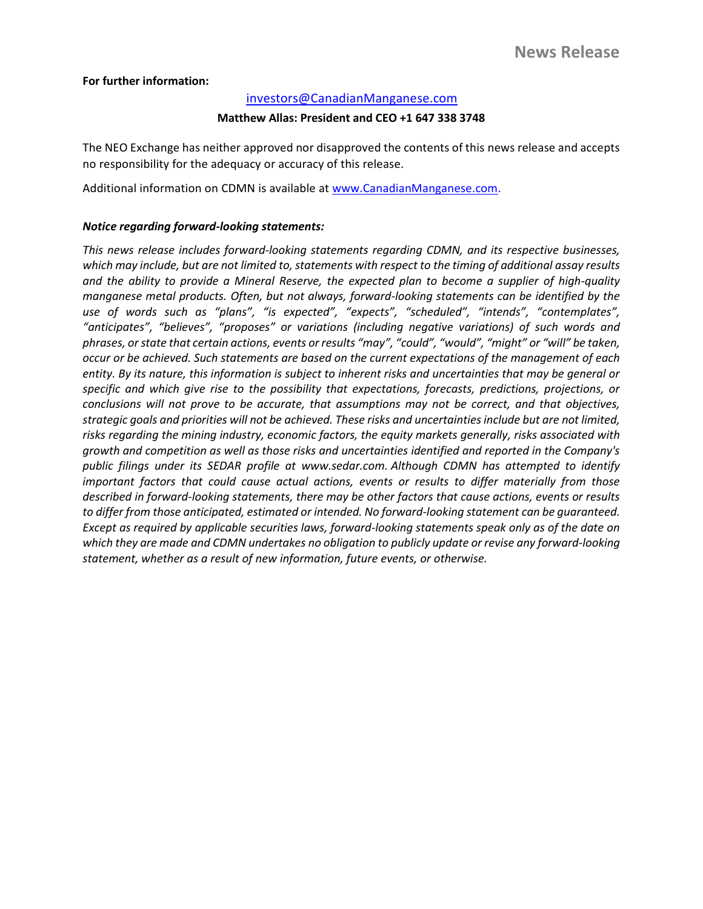**For further information:**

investors@CanadianManganese.com

**Matthew Allas: President and CEO +1 647 338 3748**

The NEO Exchange has neither approved nor disapproved the contents of this news release and accepts no responsibility for the adequacy or accuracy of this release.

Additional information on CDMN is available at www.CanadianManganese.com.

***Notice regarding forward-looking statements:***

*This news release includes forward-looking statements regarding CDMN, and its respective businesses, which may include, but are not limited to, statements with respect to the timing of additional assay results and the ability to provide a Mineral Reserve, the expected plan to become a supplier of high-quality manganese metal products. Often, but not always, forward-looking statements can be identified by the use of words such as "plans", "is expected", "expects", "scheduled", "intends", "contemplates", "anticipates", "believes", "proposes" or variations (including negative variations) of such words and phrases, or state that certain actions, events or results "may", "could", "would", "might" or "will" be taken, occur or be achieved. Such statements are based on the current expectations of the management of each entity. By its nature, this information is subject to inherent risks and uncertainties that may be general or specific and which give rise to the possibility that expectations, forecasts, predictions, projections, or conclusions will not prove to be accurate, that assumptions may not be correct, and that objectives, strategic goals and priorities will not be achieved. These risks and uncertainties include but are not limited, risks regarding the mining industry, economic factors, the equity markets generally, risks associated with growth and competition as well as those risks and uncertainties identified and reported in the Company's public filings under its SEDAR profile at www.sedar.com. Although CDMN has attempted to identify important factors that could cause actual actions, events or results to differ materially from those described in forward-looking statements, there may be other factors that cause actions, events or results to differ from those anticipated, estimated or intended. No forward-looking statement can be guaranteed. Except as required by applicable securities laws, forward-looking statements speak only as of the date on which they are made and CDMN undertakes no obligation to publicly update or revise any forward-looking statement, whether as a result of new information, future events, or otherwise.*